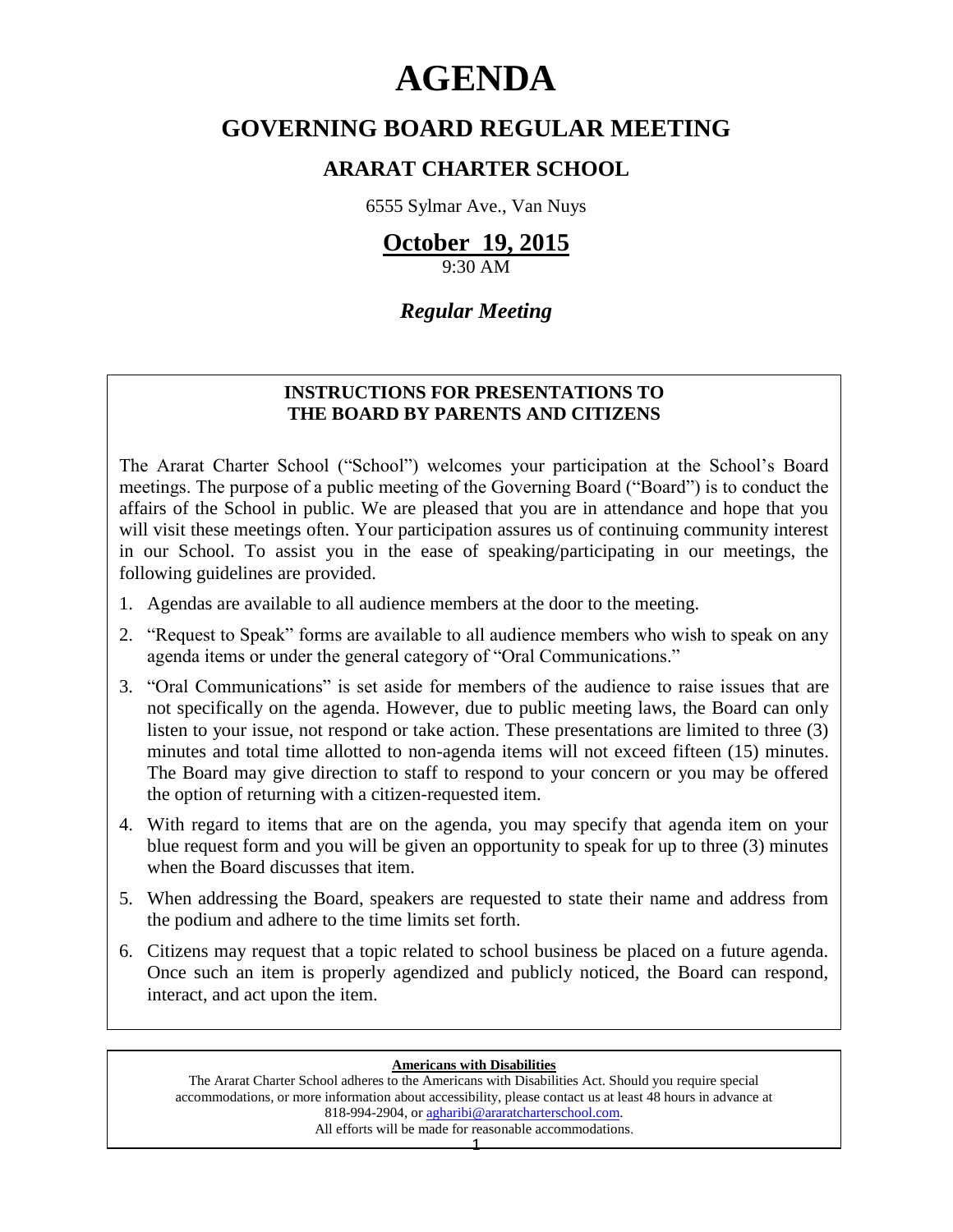# AGENDA

## GOVERNING BOARD REGULAR MEETING

### ARARAT CHARTER SCHOOL

6555 Sylmar Ave., Van Nuys

**October 19, 2015**

9:30 AM

***Regular Meeting***

**INSTRUCTIONS FOR PRESENTATIONS TO THE BOARD BY PARENTS AND CITIZENS**

The Ararat Charter School ("School") welcomes your participation at the School's Board meetings. The purpose of a public meeting of the Governing Board ("Board") is to conduct the affairs of the School in public. We are pleased that you are in attendance and hope that you will visit these meetings often. Your participation assures us of continuing community interest in our School. To assist you in the ease of speaking/participating in our meetings, the following guidelines are provided.

1. Agendas are available to all audience members at the door to the meeting.
2. "Request to Speak" forms are available to all audience members who wish to speak on any agenda items or under the general category of "Oral Communications."
3. "Oral Communications" is set aside for members of the audience to raise issues that are not specifically on the agenda. However, due to public meeting laws, the Board can only listen to your issue, not respond or take action. These presentations are limited to three (3) minutes and total time allotted to non-agenda items will not exceed fifteen (15) minutes. The Board may give direction to staff to respond to your concern or you may be offered the option of returning with a citizen-requested item.
4. With regard to items that are on the agenda, you may specify that agenda item on your blue request form and you will be given an opportunity to speak for up to three (3) minutes when the Board discusses that item.
5. When addressing the Board, speakers are requested to state their name and address from the podium and adhere to the time limits set forth.
6. Citizens may request that a topic related to school business be placed on a future agenda. Once such an item is properly agendized and publicly noticed, the Board can respond, interact, and act upon the item.

**Americans with Disabilities**

The Ararat Charter School adheres to the Americans with Disabilities Act. Should you require special accommodations, or more information about accessibility, please contact us at least 48 hours in advance at 818-994-2904, or agharibi@araratcharterschool.com.
All efforts will be made for reasonable accommodations.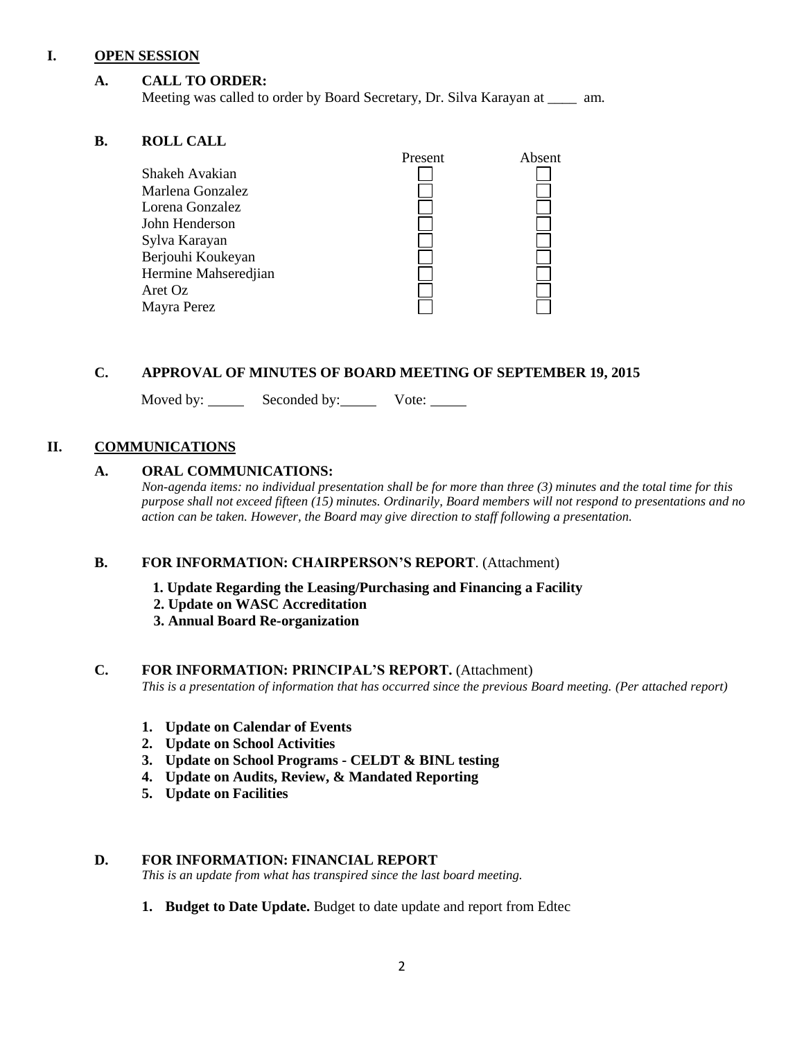## I. OPEN SESSION

### A. CALL TO ORDER:

Meeting was called to order by Board Secretary, Dr. Silva Karayan at ____ am.

### B. ROLL CALL

| | Present | Absent |
|---|---|---|
| Shakeh Avakian | ☐ | ☐ |
| Marlena Gonzalez | ☐ | ☐ |
| Lorena Gonzalez | ☐ | ☐ |
| John Henderson | ☐ | ☐ |
| Sylva Karayan | ☐ | ☐ |
| Berjouhi Koukeyan | ☐ | ☐ |
| Hermine Mahseredjian | ☐ | ☐ |
| Aret Oz | ☐ | ☐ |
| Mayra Perez | ☐ | ☐ |

### C. APPROVAL OF MINUTES OF BOARD MEETING OF SEPTEMBER 19, 2015

Moved by: _____ Seconded by: _____ Vote: _____

## II. COMMUNICATIONS

### A. ORAL COMMUNICATIONS:

*Non-agenda items: no individual presentation shall be for more than three (3) minutes and the total time for this purpose shall not exceed fifteen (15) minutes. Ordinarily, Board members will not respond to presentations and no action can be taken. However, the Board may give direction to staff following a presentation.*

### B. FOR INFORMATION: CHAIRPERSON'S REPORT. (Attachment)

1. **Update Regarding the Leasing/Purchasing and Financing a Facility**
2. **Update on WASC Accreditation**
3. **Annual Board Re-organization**

### C. FOR INFORMATION: PRINCIPAL'S REPORT. (Attachment)

*This is a presentation of information that has occurred since the previous Board meeting. (Per attached report)*

1. **Update on Calendar of Events**
2. **Update on School Activities**
3. **Update on School Programs - CELDT & BINL testing**
4. **Update on Audits, Review, & Mandated Reporting**
5. **Update on Facilities**

### D. FOR INFORMATION: FINANCIAL REPORT

*This is an update from what has transpired since the last board meeting.*

1. **Budget to Date Update.** Budget to date update and report from Edtec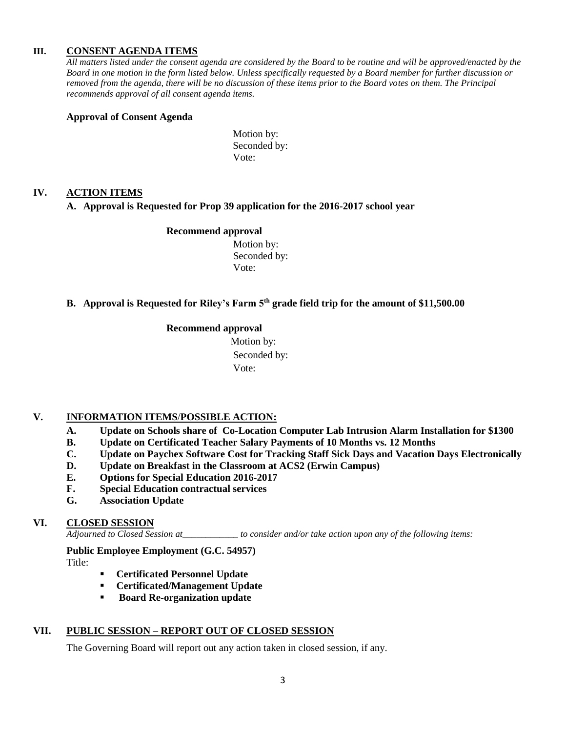## III. CONSENT AGENDA ITEMS

*All matters listed under the consent agenda are considered by the Board to be routine and will be approved/enacted by the Board in one motion in the form listed below. Unless specifically requested by a Board member for further discussion or removed from the agenda, there will be no discussion of these items prior to the Board votes on them. The Principal recommends approval of all consent agenda items.*

**Approval of Consent Agenda**

Motion by:
Seconded by:
Vote:

## IV. ACTION ITEMS

**A. Approval is Requested for Prop 39 application for the 2016-2017 school year**

**Recommend approval**

Motion by:
Seconded by:
Vote:

**B. Approval is Requested for Riley's Farm 5th grade field trip for the amount of $11,500.00**

**Recommend approval**

Motion by:
Seconded by:
Vote:

## V. INFORMATION ITEMS/POSSIBLE ACTION:

- **A. Update on Schools share of Co-Location Computer Lab Intrusion Alarm Installation for $1300**
- **B. Update on Certificated Teacher Salary Payments of 10 Months vs. 12 Months**
- **C. Update on Paychex Software Cost for Tracking Staff Sick Days and Vacation Days Electronically**
- **D. Update on Breakfast in the Classroom at ACS2 (Erwin Campus)**
- **E. Options for Special Education 2016-2017**
- **F. Special Education contractual services**
- **G. Association Update**

## VI. CLOSED SESSION

*Adjourned to Closed Session at____________ to consider and/or take action upon any of the following items:*

**Public Employee Employment (G.C. 54957)**

Title:

- **Certificated Personnel Update**
- **Certificated/Management Update**
- **Board Re-organization update**

## VII. PUBLIC SESSION – REPORT OUT OF CLOSED SESSION

The Governing Board will report out any action taken in closed session, if any.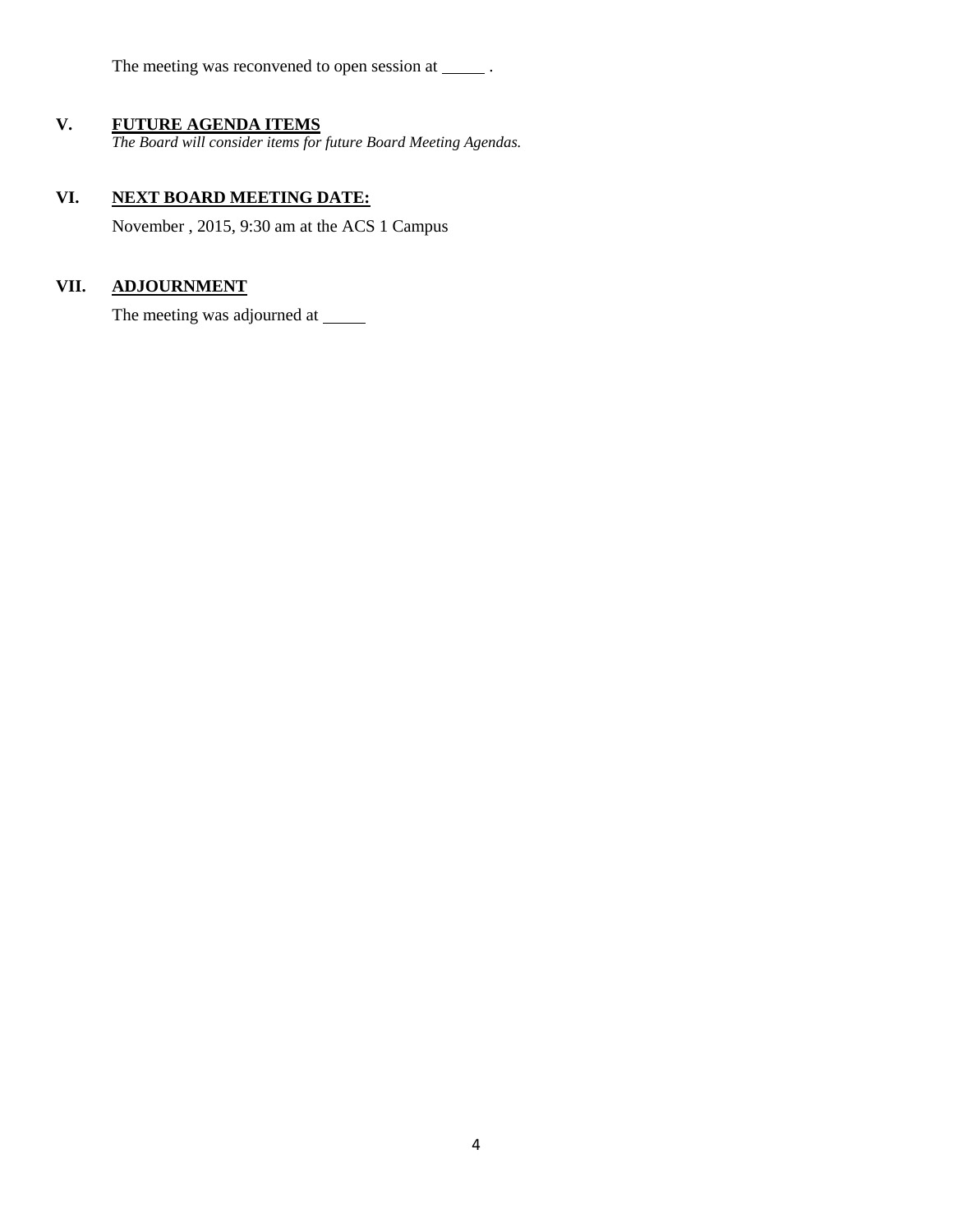The meeting was reconvened to open session at _____ .

## V. FUTURE AGENDA ITEMS

*The Board will consider items for future Board Meeting Agendas.*

## VI. NEXT BOARD MEETING DATE:

November , 2015, 9:30 am at the ACS 1 Campus

## VII. ADJOURNMENT

The meeting was adjourned at _____